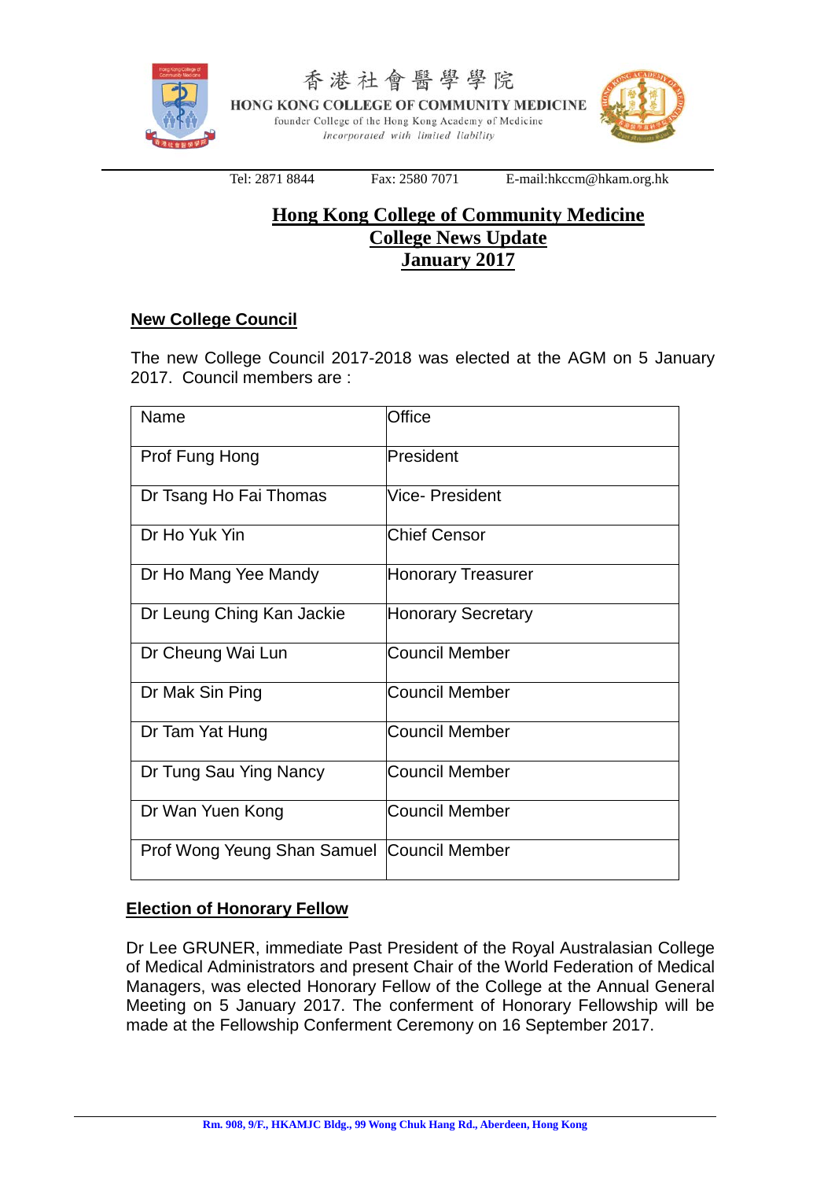香港社會醫學學院

HONG KONG COLLEGE OF COMMUNITY MEDICINE

founder College of the Hong Kong Academy of Medicine

*Incorporated with limited liability*

Tel: 2871 8844 Fax: 2580 7071 E-mail:hkccm@hkam.org.hk

# Hong Kong College of Community Medicine
## College News Update
## January 2017

### New College Council

The new College Council 2017-2018 was elected at the AGM on 5 January 2017. Council members are :

| Name | Office |
|---|---|
| Prof Fung Hong | President |
| Dr Tsang Ho Fai Thomas | Vice- President |
| Dr Ho Yuk Yin | Chief Censor |
| Dr Ho Mang Yee Mandy | Honorary Treasurer |
| Dr Leung Ching Kan Jackie | Honorary Secretary |
| Dr Cheung Wai Lun | Council Member |
| Dr Mak Sin Ping | Council Member |
| Dr Tam Yat Hung | Council Member |
| Dr Tung Sau Ying Nancy | Council Member |
| Dr Wan Yuen Kong | Council Member |
| Prof Wong Yeung Shan Samuel | Council Member |

### Election of Honorary Fellow

Dr Lee GRUNER, immediate Past President of the Royal Australasian College of Medical Administrators and present Chair of the World Federation of Medical Managers, was elected Honorary Fellow of the College at the Annual General Meeting on 5 January 2017. The conferment of Honorary Fellowship will be made at the Fellowship Conferment Ceremony on 16 September 2017.

Rm. 908, 9/F., HKAMJC Bldg., 99 Wong Chuk Hang Rd., Aberdeen, Hong Kong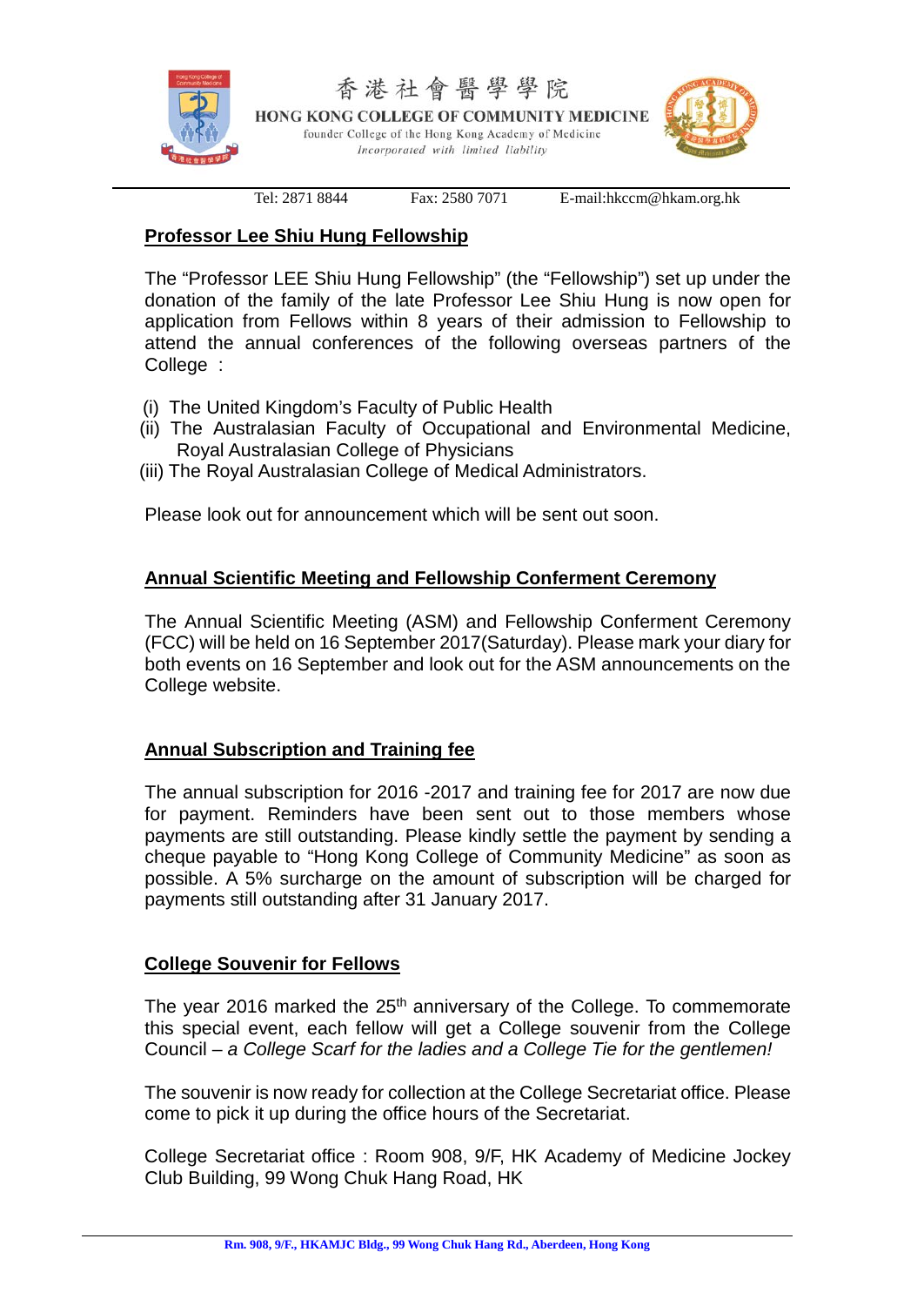香港社會醫學學院

HONG KONG COLLEGE OF COMMUNITY MEDICINE

founder College of the Hong Kong Academy of Medicine

*Incorporated with limited liability*

Tel: 2871 8844 Fax: 2580 7071 E-mail:hkccm@hkam.org.hk

## Professor Lee Shiu Hung Fellowship

The "Professor LEE Shiu Hung Fellowship" (the "Fellowship") set up under the donation of the family of the late Professor Lee Shiu Hung is now open for application from Fellows within 8 years of their admission to Fellowship to attend the annual conferences of the following overseas partners of the College :

(i) The United Kingdom's Faculty of Public Health
(ii) The Australasian Faculty of Occupational and Environmental Medicine, Royal Australasian College of Physicians
(iii) The Royal Australasian College of Medical Administrators.

Please look out for announcement which will be sent out soon.

## Annual Scientific Meeting and Fellowship Conferment Ceremony

The Annual Scientific Meeting (ASM) and Fellowship Conferment Ceremony (FCC) will be held on 16 September 2017(Saturday). Please mark your diary for both events on 16 September and look out for the ASM announcements on the College website.

## Annual Subscription and Training fee

The annual subscription for 2016 -2017 and training fee for 2017 are now due for payment. Reminders have been sent out to those members whose payments are still outstanding. Please kindly settle the payment by sending a cheque payable to "Hong Kong College of Community Medicine" as soon as possible. A 5% surcharge on the amount of subscription will be charged for payments still outstanding after 31 January 2017.

## College Souvenir for Fellows

The year 2016 marked the 25th anniversary of the College. To commemorate this special event, each fellow will get a College souvenir from the College Council – *a College Scarf for the ladies and a College Tie for the gentlemen!*

The souvenir is now ready for collection at the College Secretariat office. Please come to pick it up during the office hours of the Secretariat.

College Secretariat office : Room 908, 9/F, HK Academy of Medicine Jockey Club Building, 99 Wong Chuk Hang Road, HK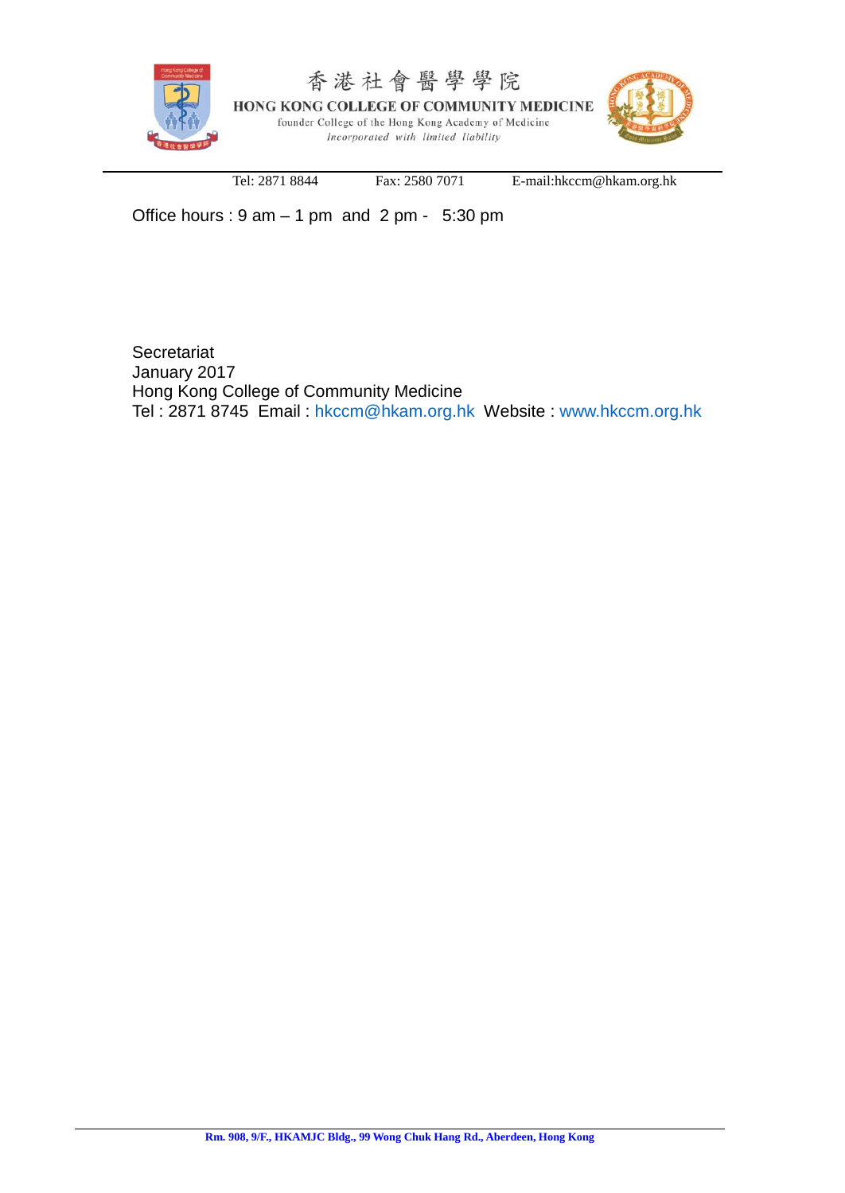Office hours : 9 am – 1 pm and 2 pm - 5:30 pm

Secretariat
January 2017
Hong Kong College of Community Medicine
Tel : 2871 8745 Email : hkccm@hkam.org.hk Website : www.hkccm.org.hk